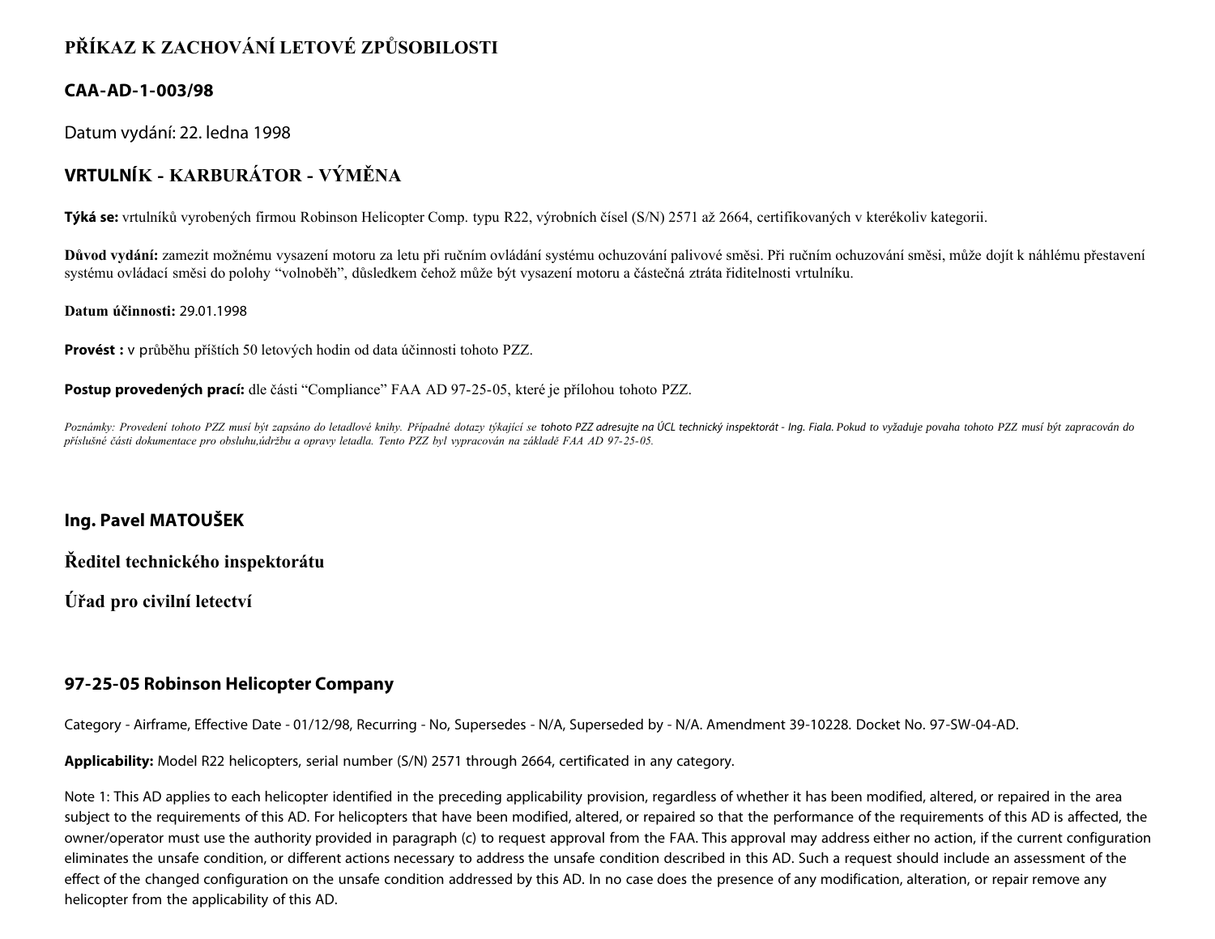## PŘÍKAZ K ZACHOVÁNÍ LETOVÉ ZPŮSOBILOSTI

### CAA-AD-1-003/98

Datum vydání: 22. ledna 1998

### VRTULNÍK - KARBURÁTOR - VÝMĚNA

**Týká se:** vrtulníků vyrobených firmou Robinson Helicopter Comp. typu R22, výrobních čísel (S/N) 2571 až 2664, certifikovaných v kterékoliv kategorii.

**Důvod vydání:** zamezit možnému vysazení motoru za letu při ručním ovládání systému ochuzování palivové směsi. Při ručním ochuzování směsi, může dojít k náhlému přestavení systému ovládací směsi do polohy "volnoběh", důsledkem čehož může být vysazení motoru a částečná ztráta řiditelnosti vrtulníku.

**Datum účinnosti:** 29.01.1998

**Provést :** v průběhu příštích 50 letových hodin od data účinnosti tohoto PZZ.

**Postup provedených prací:** dle části "Compliance" FAA AD 97-25-05, které je přílohou tohoto PZZ.

*Poznámky: Provedení tohoto PZZ musí být zapsáno do letadlové knihy. Případné dotazy týkající se tohoto PZZ adresujte na ÚCL technický inspektorát - Ing. Fiala. Pokud to vyžaduje povaha tohoto PZZ musí být zapracován do příslušné části dokumentace pro obsluhu,údržbu a opravy letadla. Tento PZZ byl vypracován na základě FAA AD 97-25-05.*

**Ing. Pavel MATOUŠEK**

**Ředitel technického inspektorátu**

**Úřad pro civilní letectví**

### 97-25-05 Robinson Helicopter Company

Category - Airframe, Effective Date - 01/12/98, Recurring - No, Supersedes - N/A, Superseded by - N/A. Amendment 39-10228. Docket No. 97-SW-04-AD.

**Applicability:** Model R22 helicopters, serial number (S/N) 2571 through 2664, certificated in any category.

Note 1: This AD applies to each helicopter identified in the preceding applicability provision, regardless of whether it has been modified, altered, or repaired in the area subject to the requirements of this AD. For helicopters that have been modified, altered, or repaired so that the performance of the requirements of this AD is affected, the owner/operator must use the authority provided in paragraph (c) to request approval from the FAA. This approval may address either no action, if the current configuration eliminates the unsafe condition, or different actions necessary to address the unsafe condition described in this AD. Such a request should include an assessment of the effect of the changed configuration on the unsafe condition addressed by this AD. In no case does the presence of any modification, alteration, or repair remove any helicopter from the applicability of this AD.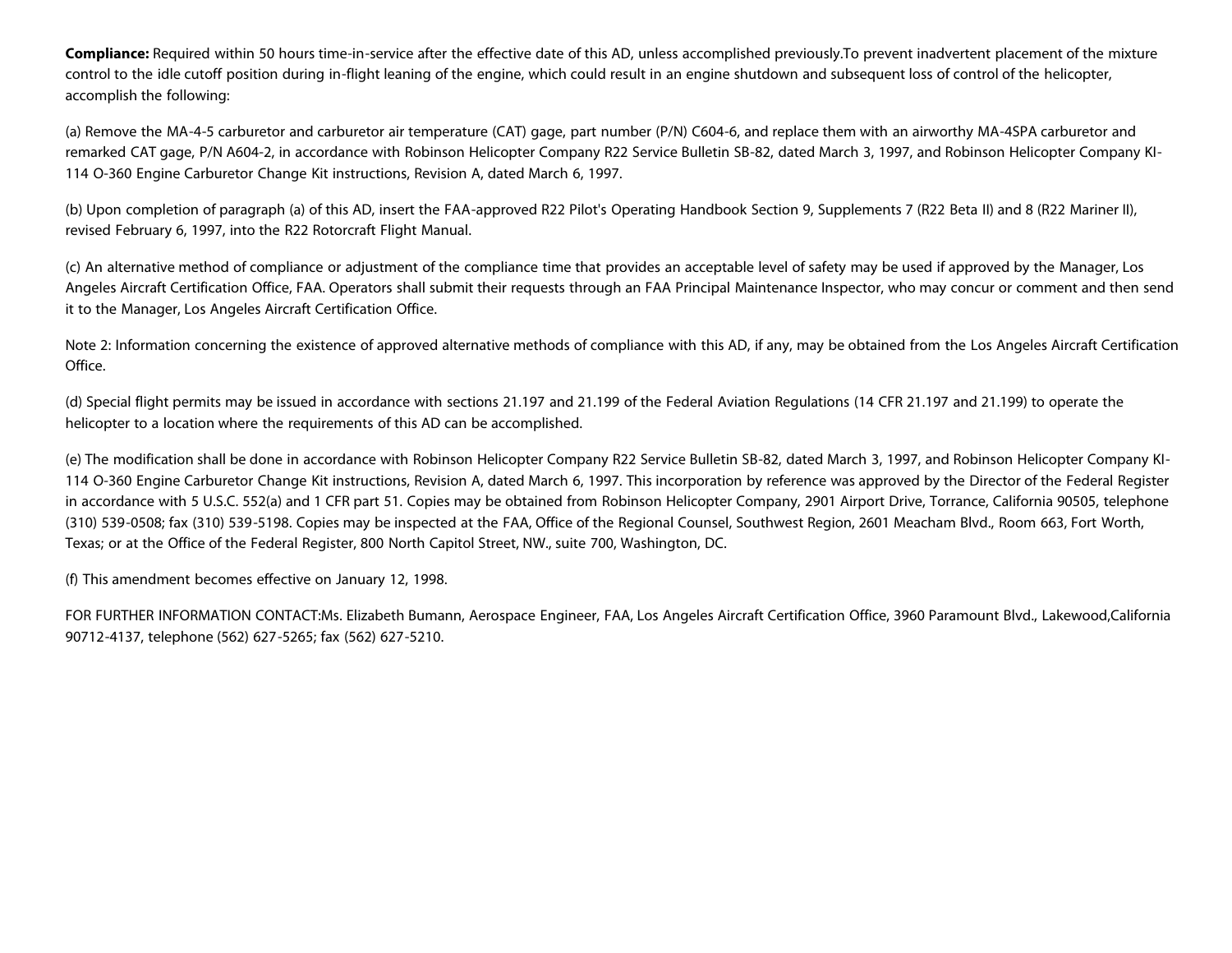**Compliance:** Required within 50 hours time-in-service after the effective date of this AD, unless accomplished previously.To prevent inadvertent placement of the mixture control to the idle cutoff position during in-flight leaning of the engine, which could result in an engine shutdown and subsequent loss of control of the helicopter, accomplish the following:

(a) Remove the MA-4-5 carburetor and carburetor air temperature (CAT) gage, part number (P/N) C604-6, and replace them with an airworthy MA-4SPA carburetor and remarked CAT gage, P/N A604-2, in accordance with Robinson Helicopter Company R22 Service Bulletin SB-82, dated March 3, 1997, and Robinson Helicopter Company KI-114 O-360 Engine Carburetor Change Kit instructions, Revision A, dated March 6, 1997.

(b) Upon completion of paragraph (a) of this AD, insert the FAA-approved R22 Pilot's Operating Handbook Section 9, Supplements 7 (R22 Beta II) and 8 (R22 Mariner II), revised February 6, 1997, into the R22 Rotorcraft Flight Manual.

(c) An alternative method of compliance or adjustment of the compliance time that provides an acceptable level of safety may be used if approved by the Manager, Los Angeles Aircraft Certification Office, FAA. Operators shall submit their requests through an FAA Principal Maintenance Inspector, who may concur or comment and then send it to the Manager, Los Angeles Aircraft Certification Office.

Note 2: Information concerning the existence of approved alternative methods of compliance with this AD, if any, may be obtained from the Los Angeles Aircraft Certification Office.

(d) Special flight permits may be issued in accordance with sections 21.197 and 21.199 of the Federal Aviation Regulations (14 CFR 21.197 and 21.199) to operate the helicopter to a location where the requirements of this AD can be accomplished.

(e) The modification shall be done in accordance with Robinson Helicopter Company R22 Service Bulletin SB-82, dated March 3, 1997, and Robinson Helicopter Company KI-114 O-360 Engine Carburetor Change Kit instructions, Revision A, dated March 6, 1997. This incorporation by reference was approved by the Director of the Federal Register in accordance with 5 U.S.C. 552(a) and 1 CFR part 51. Copies may be obtained from Robinson Helicopter Company, 2901 Airport Drive, Torrance, California 90505, telephone (310) 539-0508; fax (310) 539-5198. Copies may be inspected at the FAA, Office of the Regional Counsel, Southwest Region, 2601 Meacham Blvd., Room 663, Fort Worth, Texas; or at the Office of the Federal Register, 800 North Capitol Street, NW., suite 700, Washington, DC.

(f) This amendment becomes effective on January 12, 1998.

FOR FURTHER INFORMATION CONTACT:Ms. Elizabeth Bumann, Aerospace Engineer, FAA, Los Angeles Aircraft Certification Office, 3960 Paramount Blvd., Lakewood,California 90712-4137, telephone (562) 627-5265; fax (562) 627-5210.